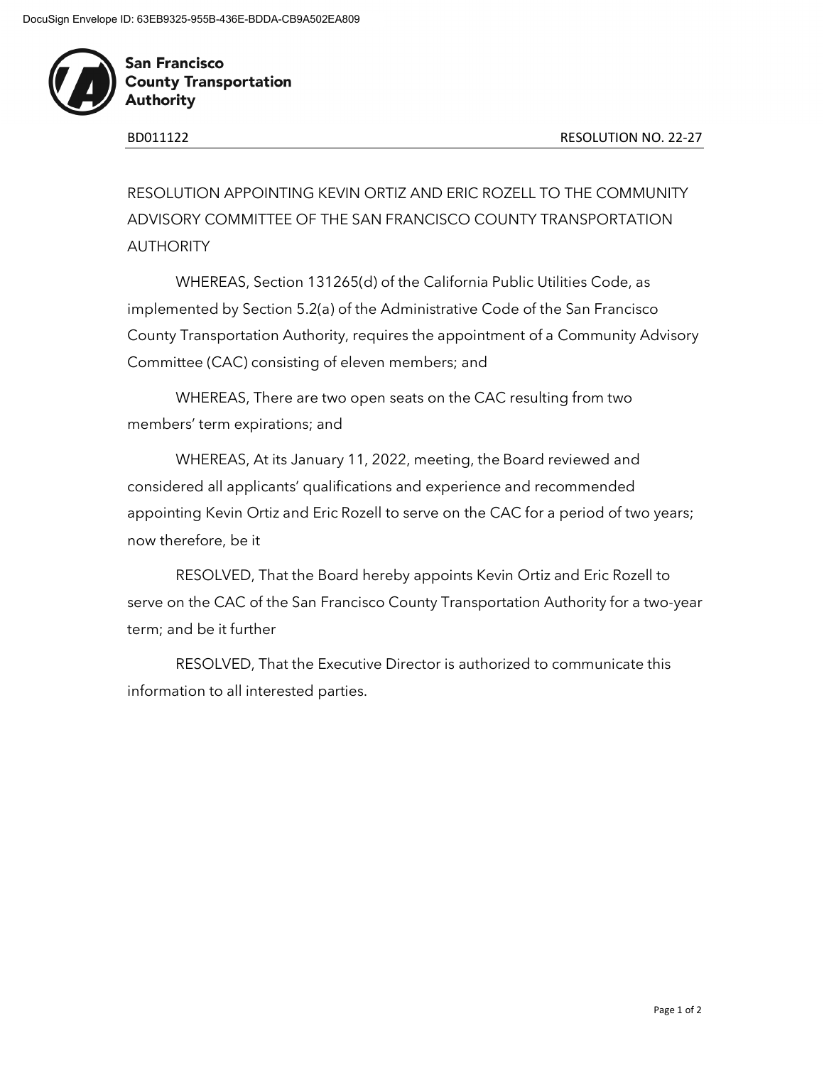San Francisco County Transportation Authority

BD011122 RESOLUTION NO. 22-27

# RESOLUTION APPOINTING KEVIN ORTIZ AND ERIC ROZELL TO THE COMMUNITY ADVISORY COMMITTEE OF THE SAN FRANCISCO COUNTY TRANSPORTATION AUTHORITY

WHEREAS, Section 131265(d) of the California Public Utilities Code, as implemented by Section 5.2(a) of the Administrative Code of the San Francisco County Transportation Authority, requires the appointment of a Community Advisory Committee (CAC) consisting of eleven members; and

WHEREAS, There are two open seats on the CAC resulting from two members' term expirations; and

WHEREAS, At its January 11, 2022, meeting, the Board reviewed and considered all applicants' qualifications and experience and recommended appointing Kevin Ortiz and Eric Rozell to serve on the CAC for a period of two years; now therefore, be it

RESOLVED, That the Board hereby appoints Kevin Ortiz and Eric Rozell to serve on the CAC of the San Francisco County Transportation Authority for a two-year term; and be it further

RESOLVED, That the Executive Director is authorized to communicate this information to all interested parties.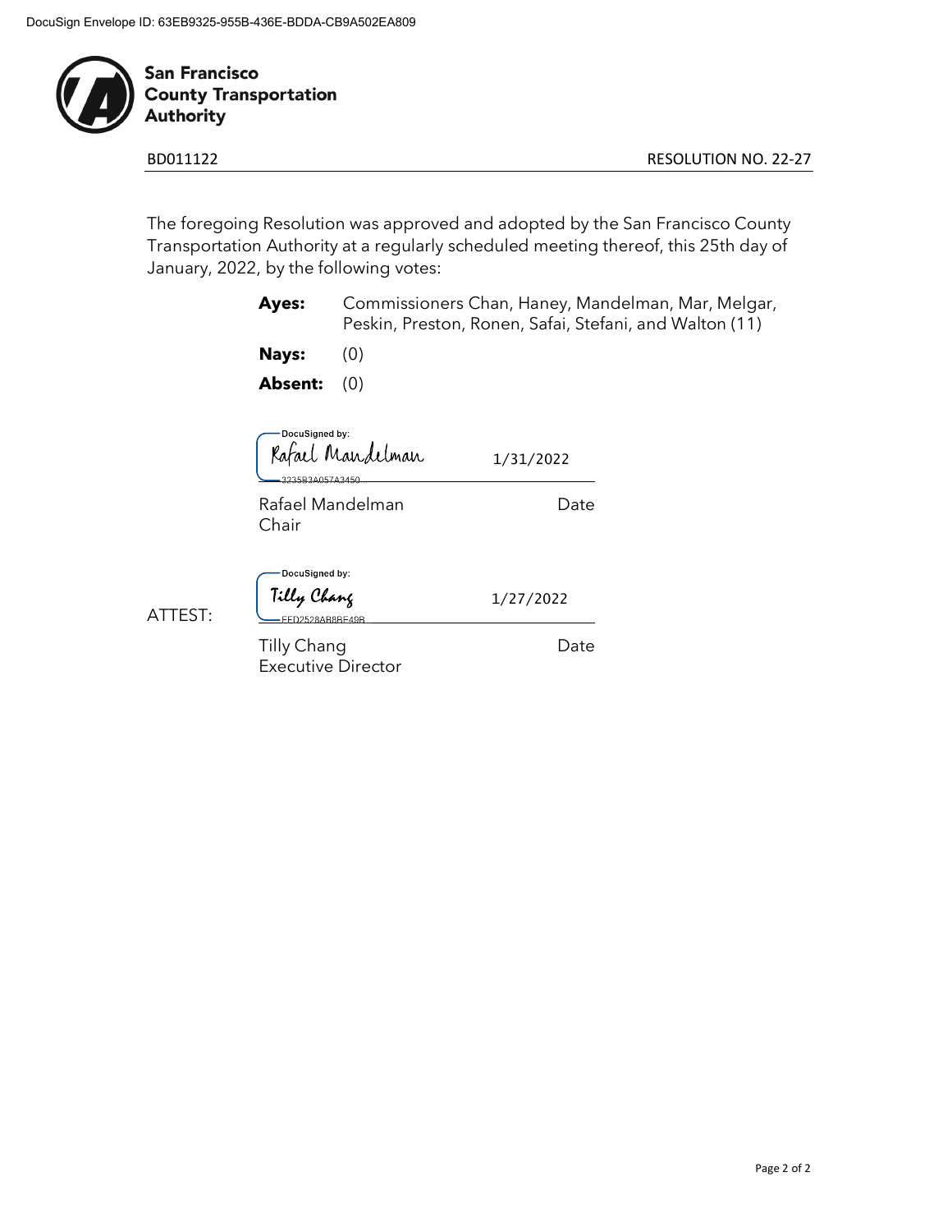DocuSign Envelope ID: 63EB9325-955B-436E-BDDA-CB9A502EA809

**San Francisco County Transportation Authority**

BD011122 RESOLUTION NO. 22-27

The foregoing Resolution was approved and adopted by the San Francisco County Transportation Authority at a regularly scheduled meeting thereof, this 25th day of January, 2022, by the following votes:

**Ayes:** Commissioners Chan, Haney, Mandelman, Mar, Melgar, Peskin, Preston, Ronen, Safai, Stefani, and Walton (11)

**Nays:** (0)

**Absent:** (0)

DocuSigned by:
Rafael Mandelman 1/31/2022
3235B3A057A3450

Rafael Mandelman Date
Chair

DocuSigned by:
ATTEST: Tilly Chang 1/27/2022
FED2528AB8BE49B

Tilly Chang Date
Executive Director